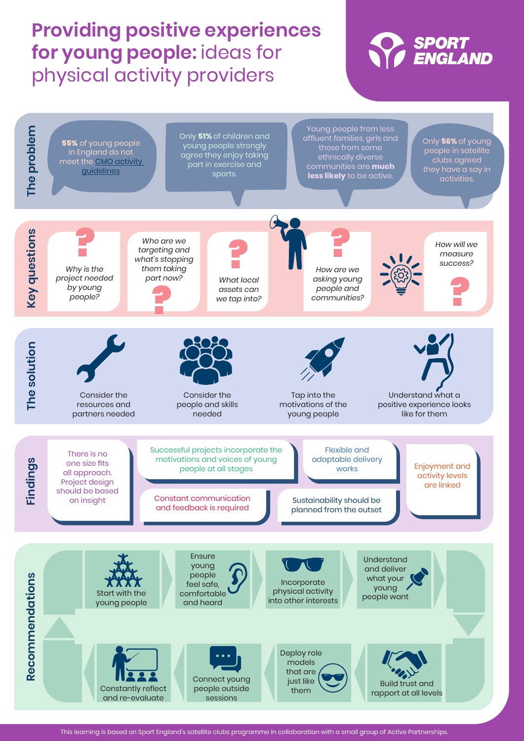# Providing positive experiences for young people: ideas for physical activity providers

SPORT ENGLAND

## The problem

- **55%** of young people in England do not meet the CMO activity guidelines
- Only **51%** of children and young people strongly agree they enjoy taking part in exercise and sports.
- Young people from less affluent families, girls and those from some ethnically diverse communities are **much less likely** to be active.
- Only **56%** of young people in satellite clubs agreed they have a say in activities.

## Key questions

- *Why is the project needed by young people?*
- *Who are we targeting and what's stopping them taking part now?*
- *What local assets can we tap into?*
- *How are we asking young people and communities?*
- *How will we measure success?*

## The solution

- Consider the resources and partners needed
- Consider the people and skills needed
- Tap into the motivations of the young people
- Understand what a positive experience looks like for them

## Findings

- There is no one size fits all approach. Project design should be based on insight
- Successful projects incorporate the motivations and voices of young people at all stages
- Flexible and adaptable delivery works
- Enjoyment and activity levels are linked
- Constant communication and feedback is required
- Sustainability should be planned from the outset

## Recommendations

1. Start with the young people
2. Ensure young people feel safe, comfortable and heard
3. Incorporate physical activity into other interests
4. Understand and deliver what young people want
5. Build trust and rapport at all levels
6. Deploy role models that are just like them
7. Connect young people outside sessions
8. Constantly reflect and re-evaluate

This learning is based on Sport England's satellite clubs programme in collaboration with a small group of Active Partnerships.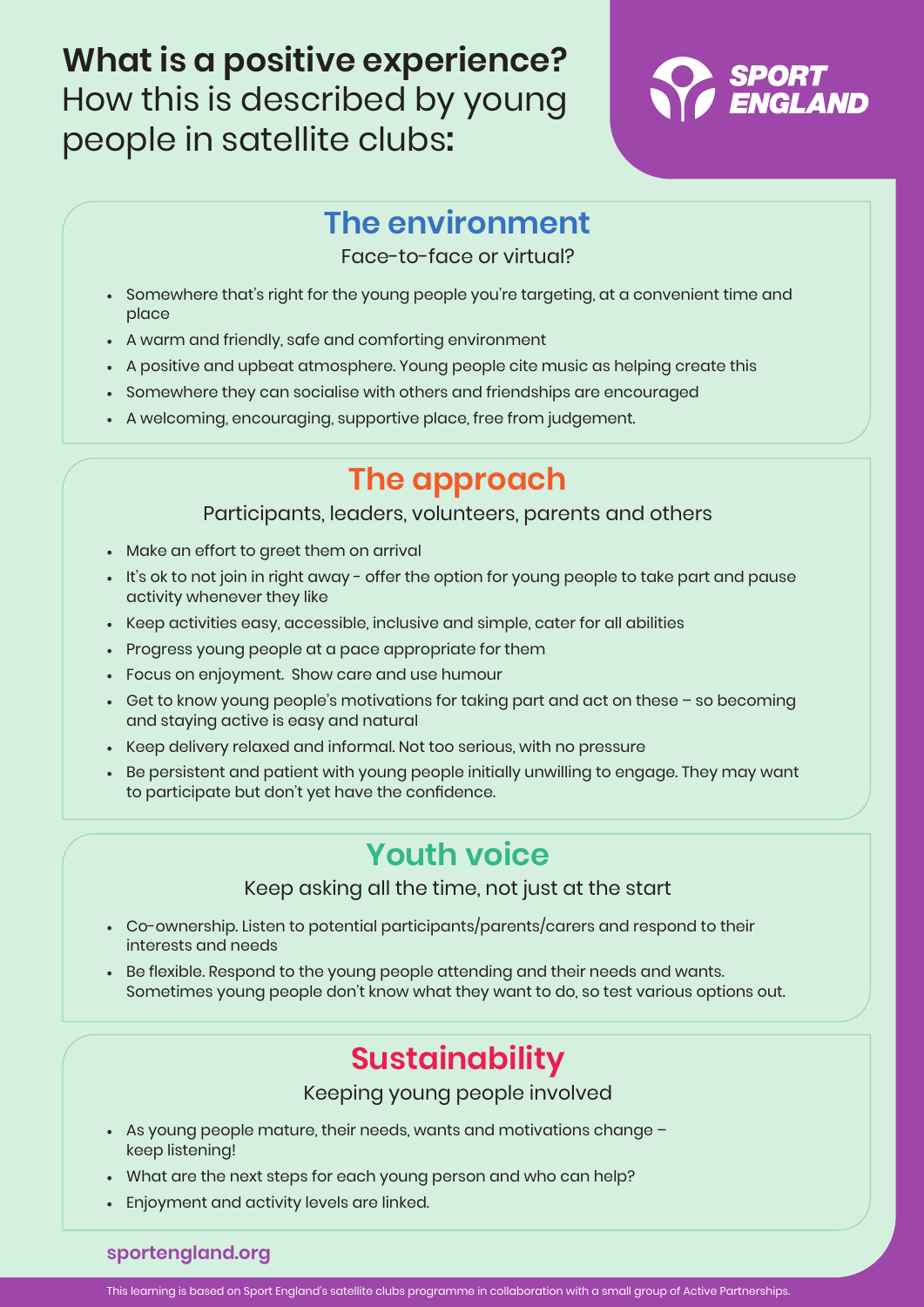# **What is a positive experience?** How this is described by young people in satellite clubs:

SPORT ENGLAND

## The environment

Face-to-face or virtual?

- Somewhere that's right for the young people you're targeting, at a convenient time and place
- A warm and friendly, safe and comforting environment
- A positive and upbeat atmosphere. Young people cite music as helping create this
- Somewhere they can socialise with others and friendships are encouraged
- A welcoming, encouraging, supportive place, free from judgement.

## The approach

Participants, leaders, volunteers, parents and others

- Make an effort to greet them on arrival
- It's ok to not join in right away - offer the option for young people to take part and pause activity whenever they like
- Keep activities easy, accessible, inclusive and simple, cater for all abilities
- Progress young people at a pace appropriate for them
- Focus on enjoyment. Show care and use humour
- Get to know young people's motivations for taking part and act on these – so becoming and staying active is easy and natural
- Keep delivery relaxed and informal. Not too serious, with no pressure
- Be persistent and patient with young people initially unwilling to engage. They may want to participate but don't yet have the confidence.

## Youth voice

Keep asking all the time, not just at the start

- Co-ownership. Listen to potential participants/parents/carers and respond to their interests and needs
- Be flexible. Respond to the young people attending and their needs and wants. Sometimes young people don't know what they want to do, so test various options out.

## Sustainability

Keeping young people involved

- As young people mature, their needs, wants and motivations change – keep listening!
- What are the next steps for each young person and who can help?
- Enjoyment and activity levels are linked.

sportengland.org

This learning is based on Sport England's satellite clubs programme in collaboration with a small group of Active Partnerships.